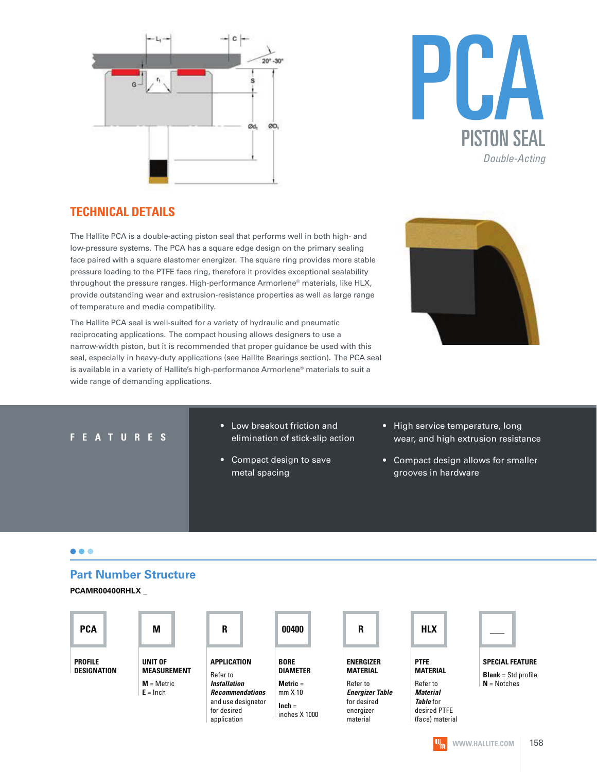# PCA

## PISTON SEAL

*Double-Acting*

## TECHNICAL DETAILS

The Hallite PCA is a double-acting piston seal that performs well in both high- and low-pressure systems. The PCA has a square edge design on the primary sealing face paired with a square elastomer energizer. The square ring provides more stable pressure loading to the PTFE face ring, therefore it provides exceptional sealability throughout the pressure ranges. High-performance Armorlene® materials, like HLX, provide outstanding wear and extrusion-resistance properties as well as large range of temperature and media compatibility.

The Hallite PCA seal is well-suited for a variety of hydraulic and pneumatic reciprocating applications. The compact housing allows designers to use a narrow-width piston, but it is recommended that proper guidance be used with this seal, especially in heavy-duty applications (see Hallite Bearings section). The PCA seal is available in a variety of Hallite's high-performance Armorlene® materials to suit a wide range of demanding applications.

## FEATURES

- Low breakout friction and elimination of stick-slip action
- Compact design to save metal spacing
- High service temperature, long wear, and high extrusion resistance
- Compact design allows for smaller grooves in hardware

## Part Number Structure

**PCAMR00400RHLX _**

| PCA | M | R | 00400 | R | HLX | __ |
|---|---|---|---|---|---|---|
| **PROFILE DESIGNATION** | **UNIT OF MEASUREMENT** | **APPLICATION** | **BORE DIAMETER** | **ENERGIZER MATERIAL** | **PTFE MATERIAL** | **SPECIAL FEATURE** |
| | **M** = Metric<br>**E** = Inch | Refer to ***Installation Recommendations*** and use designator for desired application | **Metric** = mm X 10<br>**Inch** = inches X 1000 | Refer to ***Energizer Table*** for desired energizer material | Refer to ***Material Table*** for desired PTFE (face) material | **Blank** = Std profile<br>**N** = Notches |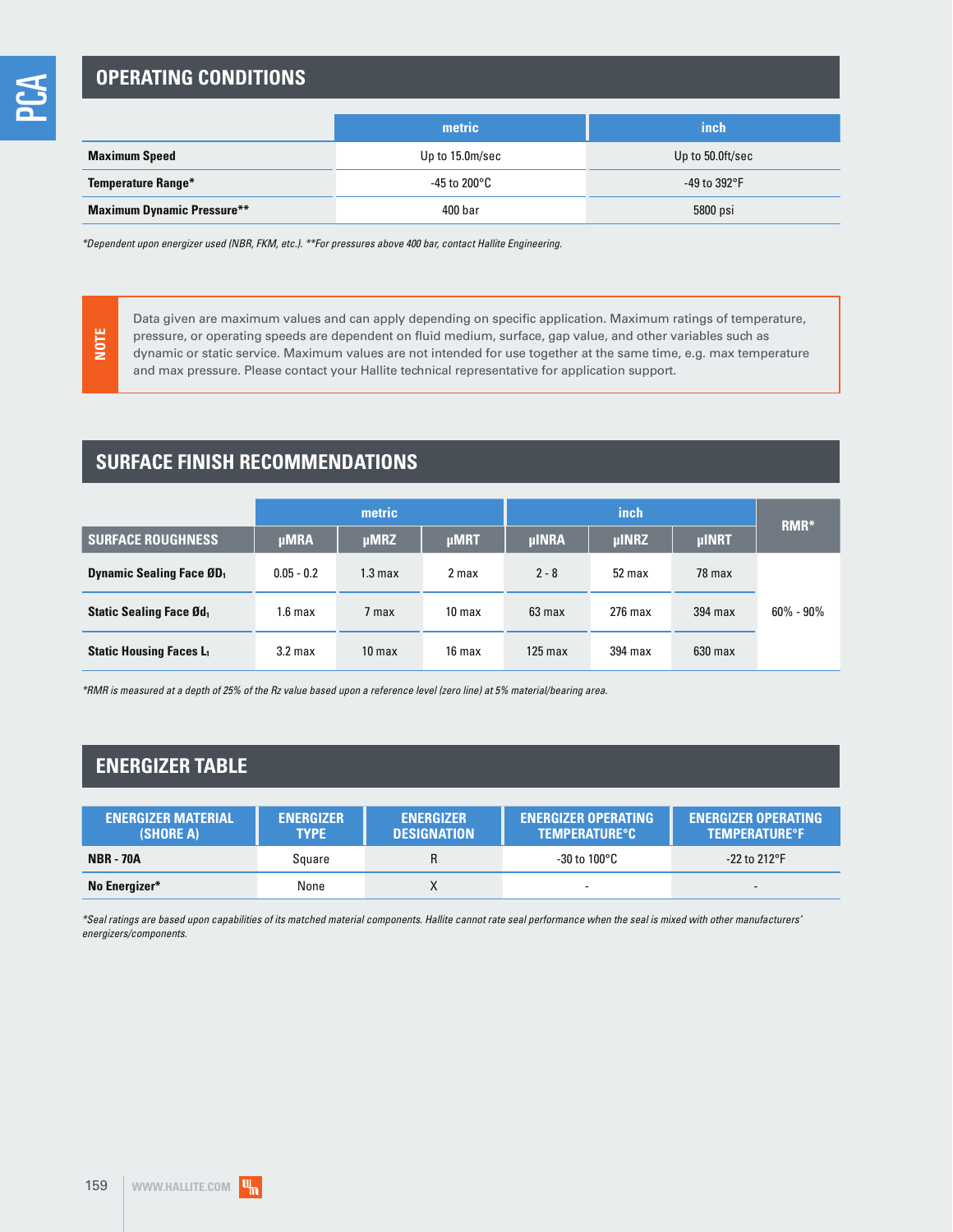## OPERATING CONDITIONS

| | metric | inch |
|---|---|---|
| **Maximum Speed** | Up to 15.0m/sec | Up to 50.0ft/sec |
| **Temperature Range*** | -45 to 200°C | -49 to 392°F |
| **Maximum Dynamic Pressure**** | 400 bar | 5800 psi |

*\*Dependent upon energizer used (NBR, FKM, etc.). \*\*For pressures above 400 bar, contact Hallite Engineering.*

**NOTE**

Data given are maximum values and can apply depending on specific application. Maximum ratings of temperature, pressure, or operating speeds are dependent on fluid medium, surface, gap value, and other variables such as dynamic or static service. Maximum values are not intended for use together at the same time, e.g. max temperature and max pressure. Please contact your Hallite technical representative for application support.

## SURFACE FINISH RECOMMENDATIONS

| | metric | | | inch | | | RMR* |
|---|---|---|---|---|---|---|---|
| **SURFACE ROUGHNESS** | µMRA | µMRZ | µMRT | µINRA | µINRZ | µINRT | |
| **Dynamic Sealing Face $ØD_1$** | 0.05 - 0.2 | 1.3 max | 2 max | 2 - 8 | 52 max | 78 max | 60% - 90% |
| **Static Sealing Face $Ød_1$** | 1.6 max | 7 max | 10 max | 63 max | 276 max | 394 max | |
| **Static Housing Faces $L_1$** | 3.2 max | 10 max | 16 max | 125 max | 394 max | 630 max | |

*\*RMR is measured at a depth of 25% of the Rz value based upon a reference level (zero line) at 5% material/bearing area.*

## ENERGIZER TABLE

| ENERGIZER MATERIAL (SHORE A) | ENERGIZER TYPE | ENERGIZER DESIGNATION | ENERGIZER OPERATING TEMPERATURE°C | ENERGIZER OPERATING TEMPERATURE°F |
|---|---|---|---|---|
| **NBR - 70A** | Square | R | -30 to 100°C | -22 to 212°F |
| **No Energizer*** | None | X | - | - |

*\*Seal ratings are based upon capabilities of its matched material components. Hallite cannot rate seal performance when the seal is mixed with other manufacturers' energizers/components.*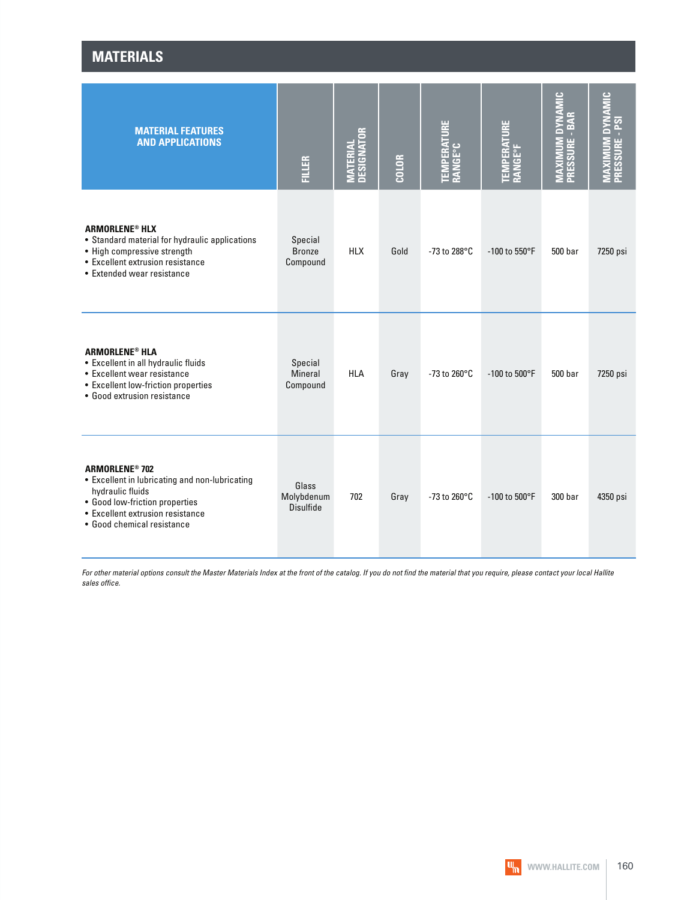## MATERIALS

| MATERIAL FEATURES AND APPLICATIONS | FILLER | MATERIAL DESIGNATOR | COLOR | TEMPERATURE RANGE°C | TEMPERATURE RANGE°F | MAXIMUM DYNAMIC PRESSURE - BAR | MAXIMUM DYNAMIC PRESSURE - PSI |
|---|---|---|---|---|---|---|---|
| **ARMORLENE® HLX**<br>• Standard material for hydraulic applications<br>• High compressive strength<br>• Excellent extrusion resistance<br>• Extended wear resistance | Special Bronze Compound | HLX | Gold | -73 to 288°C | -100 to 550°F | 500 bar | 7250 psi |
| **ARMORLENE® HLA**<br>• Excellent in all hydraulic fluids<br>• Excellent wear resistance<br>• Excellent low-friction properties<br>• Good extrusion resistance | Special Mineral Compound | HLA | Gray | -73 to 260°C | -100 to 500°F | 500 bar | 7250 psi |
| **ARMORLENE® 702**<br>• Excellent in lubricating and non-lubricating hydraulic fluids<br>• Good low-friction properties<br>• Excellent extrusion resistance<br>• Good chemical resistance | Glass Molybdenum Disulfide | 702 | Gray | -73 to 260°C | -100 to 500°F | 300 bar | 4350 psi |

*For other material options consult the Master Materials Index at the front of the catalog. If you do not find the material that you require, please contact your local Hallite sales office.*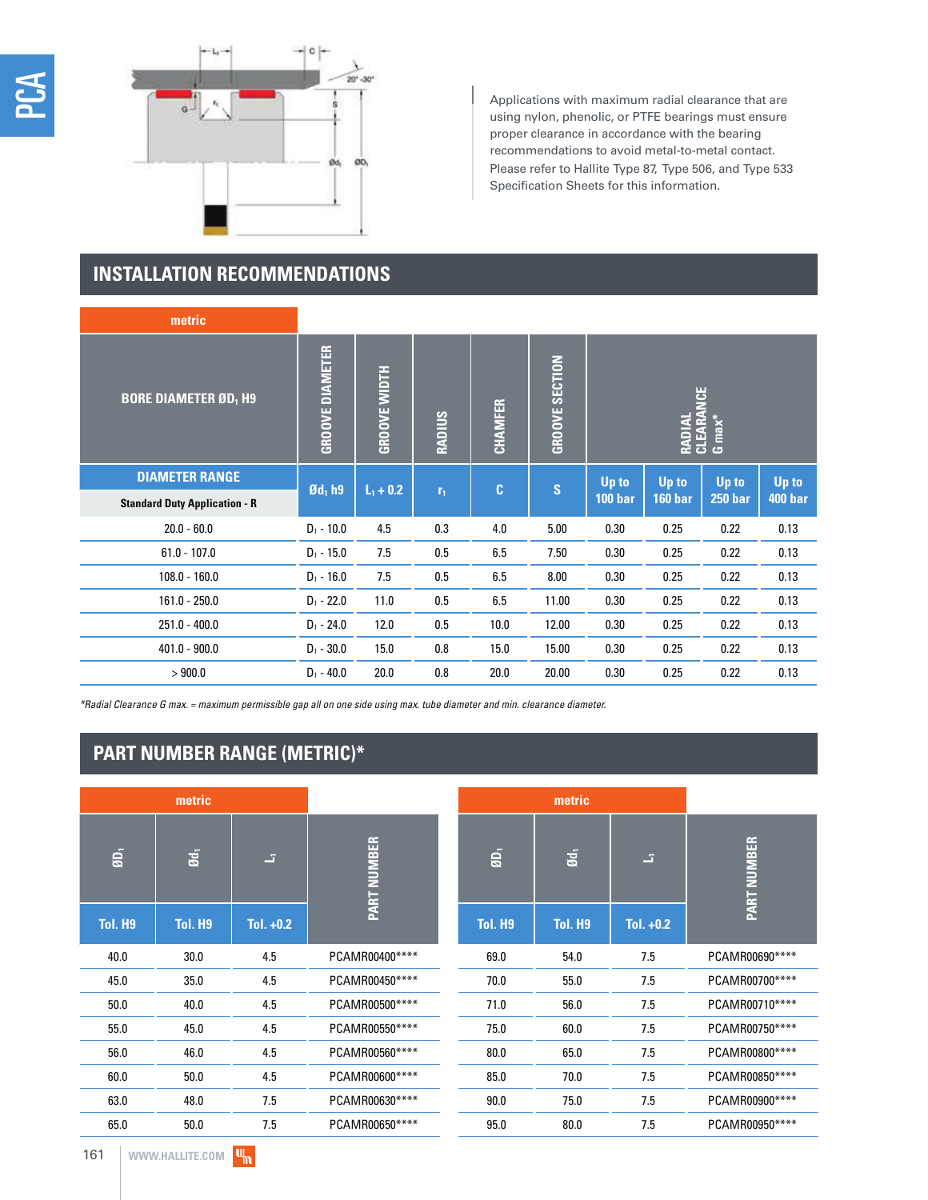Applications with maximum radial clearance that are using nylon, phenolic, or PTFE bearings must ensure proper clearance in accordance with the bearing recommendations to avoid metal-to-metal contact. Please refer to Hallite Type 87, Type 506, and Type 533 Specification Sheets for this information.

## INSTALLATION RECOMMENDATIONS

| metric | | | | | | | | | |
|---|---|---|---|---|---|---|---|---|---|
| BORE DIAMETER ØD₁ H9 | GROOVE DIAMETER | GROOVE WIDTH | RADIUS | CHAMFER | GROOVE SECTION | RADIAL CLEARANCE G max* | | | |
| DIAMETER RANGE<br>Standard Duty Application - R | Ød₁ h9 | $L_1$ + 0.2 | $r_1$ | C | S | Up to 100 bar | Up to 160 bar | Up to 250 bar | Up to 400 bar |
| 20.0 - 60.0 | $D_1$ - 10.0 | 4.5 | 0.3 | 4.0 | 5.00 | 0.30 | 0.25 | 0.22 | 0.13 |
| 61.0 - 107.0 | $D_1$ - 15.0 | 7.5 | 0.5 | 6.5 | 7.50 | 0.30 | 0.25 | 0.22 | 0.13 |
| 108.0 - 160.0 | $D_1$ - 16.0 | 7.5 | 0.5 | 6.5 | 8.00 | 0.30 | 0.25 | 0.22 | 0.13 |
| 161.0 - 250.0 | $D_1$ - 22.0 | 11.0 | 0.5 | 6.5 | 11.00 | 0.30 | 0.25 | 0.22 | 0.13 |
| 251.0 - 400.0 | $D_1$ - 24.0 | 12.0 | 0.5 | 10.0 | 12.00 | 0.30 | 0.25 | 0.22 | 0.13 |
| 401.0 - 900.0 | $D_1$ - 30.0 | 15.0 | 0.8 | 15.0 | 15.00 | 0.30 | 0.25 | 0.22 | 0.13 |
| > 900.0 | $D_1$ - 40.0 | 20.0 | 0.8 | 20.0 | 20.00 | 0.30 | 0.25 | 0.22 | 0.13 |

*Radial Clearance G max. = maximum permissible gap all on one side using max. tube diameter and min. clearance diameter.*

## PART NUMBER RANGE (METRIC)*

| ØD₁ (Tol. H9) | Ød₁ (Tol. H9) | $L_1$ (Tol. +0.2) | PART NUMBER |
|---|---|---|---|
| 40.0 | 30.0 | 4.5 | PCAMR00400**** |
| 45.0 | 35.0 | 4.5 | PCAMR00450**** |
| 50.0 | 40.0 | 4.5 | PCAMR00500**** |
| 55.0 | 45.0 | 4.5 | PCAMR00550**** |
| 56.0 | 46.0 | 4.5 | PCAMR00560**** |
| 60.0 | 50.0 | 4.5 | PCAMR00600**** |
| 63.0 | 48.0 | 7.5 | PCAMR00630**** |
| 65.0 | 50.0 | 7.5 | PCAMR00650**** |
| 69.0 | 54.0 | 7.5 | PCAMR00690**** |
| 70.0 | 55.0 | 7.5 | PCAMR00700**** |
| 71.0 | 56.0 | 7.5 | PCAMR00710**** |
| 75.0 | 60.0 | 7.5 | PCAMR00750**** |
| 80.0 | 65.0 | 7.5 | PCAMR00800**** |
| 85.0 | 70.0 | 7.5 | PCAMR00850**** |
| 90.0 | 75.0 | 7.5 | PCAMR00900**** |
| 95.0 | 80.0 | 7.5 | PCAMR00950**** |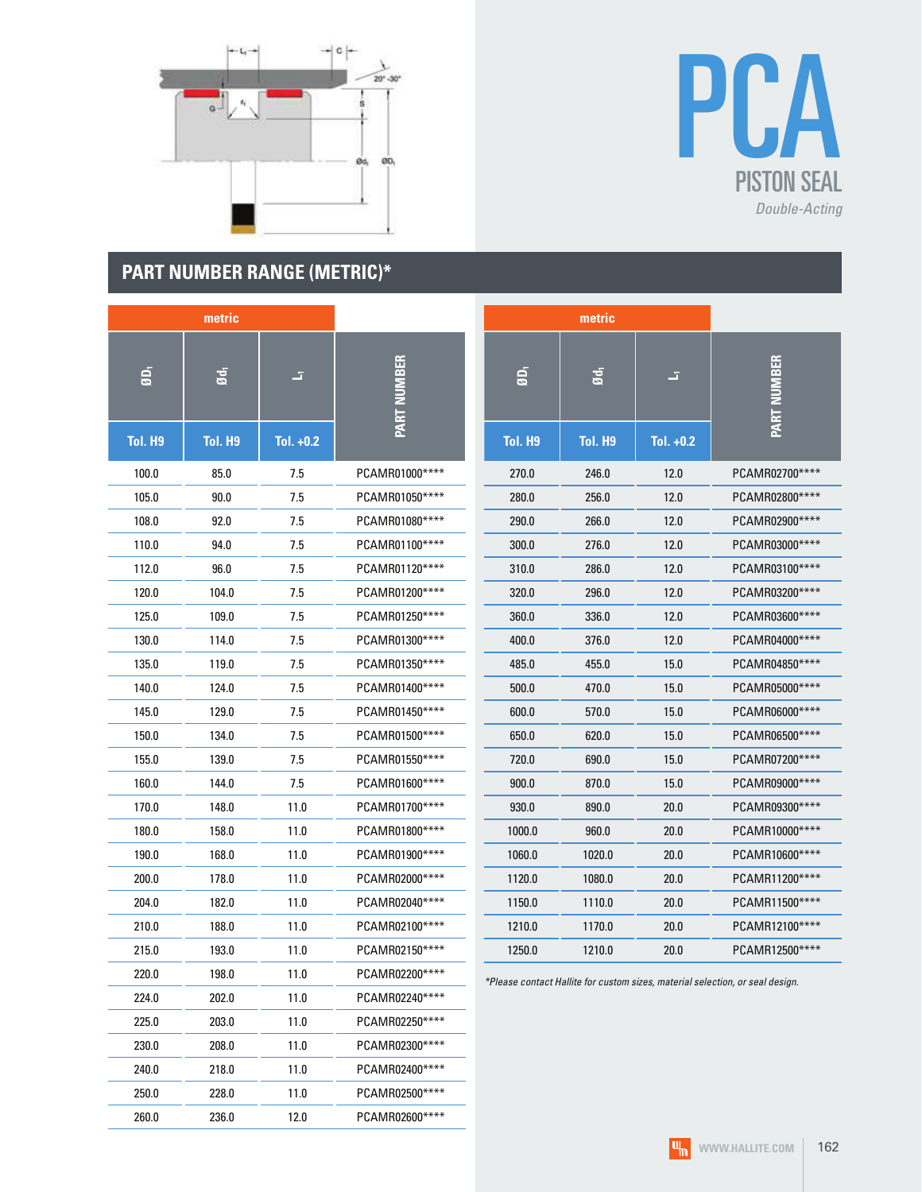# PCA

## PISTON SEAL

*Double-Acting*

## PART NUMBER RANGE (METRIC)*

| metric | | | |
|---|---|---|---|
| $ØD_1$ | $Ød_1$ | $L_1$ | PART NUMBER |
| Tol. H9 | Tol. H9 | Tol. +0.2 | |
| 100.0 | 85.0 | 7.5 | PCAMR01000**** |
| 105.0 | 90.0 | 7.5 | PCAMR01050**** |
| 108.0 | 92.0 | 7.5 | PCAMR01080**** |
| 110.0 | 94.0 | 7.5 | PCAMR01100**** |
| 112.0 | 96.0 | 7.5 | PCAMR01120**** |
| 120.0 | 104.0 | 7.5 | PCAMR01200**** |
| 125.0 | 109.0 | 7.5 | PCAMR01250**** |
| 130.0 | 114.0 | 7.5 | PCAMR01300**** |
| 135.0 | 119.0 | 7.5 | PCAMR01350**** |
| 140.0 | 124.0 | 7.5 | PCAMR01400**** |
| 145.0 | 129.0 | 7.5 | PCAMR01450**** |
| 150.0 | 134.0 | 7.5 | PCAMR01500**** |
| 155.0 | 139.0 | 7.5 | PCAMR01550**** |
| 160.0 | 144.0 | 7.5 | PCAMR01600**** |
| 170.0 | 148.0 | 11.0 | PCAMR01700**** |
| 180.0 | 158.0 | 11.0 | PCAMR01800**** |
| 190.0 | 168.0 | 11.0 | PCAMR01900**** |
| 200.0 | 178.0 | 11.0 | PCAMR02000**** |
| 204.0 | 182.0 | 11.0 | PCAMR02040**** |
| 210.0 | 188.0 | 11.0 | PCAMR02100**** |
| 215.0 | 193.0 | 11.0 | PCAMR02150**** |
| 220.0 | 198.0 | 11.0 | PCAMR02200**** |
| 224.0 | 202.0 | 11.0 | PCAMR02240**** |
| 225.0 | 203.0 | 11.0 | PCAMR02250**** |
| 230.0 | 208.0 | 11.0 | PCAMR02300**** |
| 240.0 | 218.0 | 11.0 | PCAMR02400**** |
| 250.0 | 228.0 | 11.0 | PCAMR02500**** |
| 260.0 | 236.0 | 12.0 | PCAMR02600**** |
| 270.0 | 246.0 | 12.0 | PCAMR02700**** |
| 280.0 | 256.0 | 12.0 | PCAMR02800**** |
| 290.0 | 266.0 | 12.0 | PCAMR02900**** |
| 300.0 | 276.0 | 12.0 | PCAMR03000**** |
| 310.0 | 286.0 | 12.0 | PCAMR03100**** |
| 320.0 | 296.0 | 12.0 | PCAMR03200**** |
| 360.0 | 336.0 | 12.0 | PCAMR03600**** |
| 400.0 | 376.0 | 12.0 | PCAMR04000**** |
| 485.0 | 455.0 | 15.0 | PCAMR04850**** |
| 500.0 | 470.0 | 15.0 | PCAMR05000**** |
| 600.0 | 570.0 | 15.0 | PCAMR06000**** |
| 650.0 | 620.0 | 15.0 | PCAMR06500**** |
| 720.0 | 690.0 | 15.0 | PCAMR07200**** |
| 900.0 | 870.0 | 15.0 | PCAMR09000**** |
| 930.0 | 890.0 | 20.0 | PCAMR09300**** |
| 1000.0 | 960.0 | 20.0 | PCAMR10000**** |
| 1060.0 | 1020.0 | 20.0 | PCAMR10600**** |
| 1120.0 | 1080.0 | 20.0 | PCAMR11200**** |
| 1150.0 | 1110.0 | 20.0 | PCAMR11500**** |
| 1210.0 | 1170.0 | 20.0 | PCAMR12100**** |
| 1250.0 | 1210.0 | 20.0 | PCAMR12500**** |

*Please contact Hallite for custom sizes, material selection, or seal design.*

WWW.HALLITE.COM